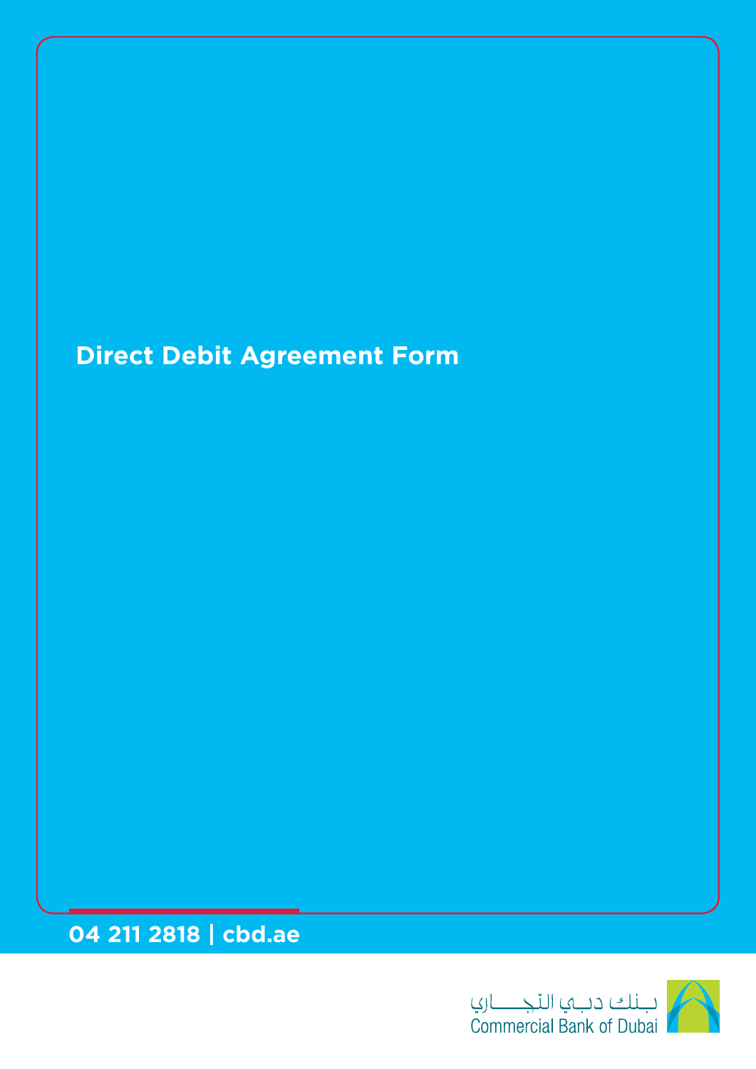# Direct Debit Agreement Form

**04 211 2818 | cbd.ae**

بـنك دبـي التجـــاري
Commercial Bank of Dubai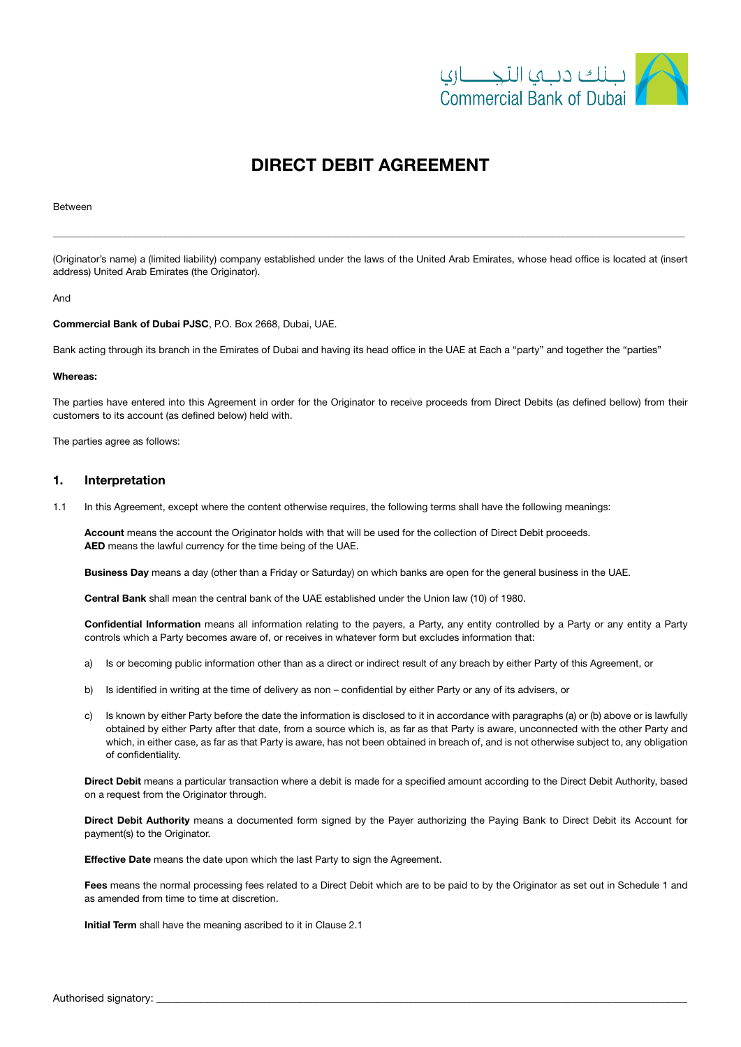# DIRECT DEBIT AGREEMENT

Between

\_\_\_\_\_\_\_\_\_\_\_\_\_\_\_\_\_\_\_\_\_\_\_\_\_\_\_\_\_\_\_\_\_\_\_\_\_\_\_\_\_\_\_\_\_\_\_\_\_\_\_\_\_\_\_\_\_\_\_\_\_\_\_\_\_\_\_\_

(Originator's name) a (limited liability) company established under the laws of the United Arab Emirates, whose head office is located at (insert address) United Arab Emirates (the Originator).

And

**Commercial Bank of Dubai PJSC**, P.O. Box 2668, Dubai, UAE.

Bank acting through its branch in the Emirates of Dubai and having its head office in the UAE at Each a "party" and together the "parties"

**Whereas:**

The parties have entered into this Agreement in order for the Originator to receive proceeds from Direct Debits (as defined bellow) from their customers to its account (as defined below) held with.

The parties agree as follows:

## 1. Interpretation

1.1 In this Agreement, except where the content otherwise requires, the following terms shall have the following meanings:

**Account** means the account the Originator holds with that will be used for the collection of Direct Debit proceeds.
**AED** means the lawful currency for the time being of the UAE.

**Business Day** means a day (other than a Friday or Saturday) on which banks are open for the general business in the UAE.

**Central Bank** shall mean the central bank of the UAE established under the Union law (10) of 1980.

**Confidential Information** means all information relating to the payers, a Party, any entity controlled by a Party or any entity a Party controls which a Party becomes aware of, or receives in whatever form but excludes information that:

a) Is or becoming public information other than as a direct or indirect result of any breach by either Party of this Agreement, or

b) Is identified in writing at the time of delivery as non – confidential by either Party or any of its advisers, or

c) Is known by either Party before the date the information is disclosed to it in accordance with paragraphs (a) or (b) above or is lawfully obtained by either Party after that date, from a source which is, as far as that Party is aware, unconnected with the other Party and which, in either case, as far as that Party is aware, has not been obtained in breach of, and is not otherwise subject to, any obligation of confidentiality.

**Direct Debit** means a particular transaction where a debit is made for a specified amount according to the Direct Debit Authority, based on a request from the Originator through.

**Direct Debit Authority** means a documented form signed by the Payer authorizing the Paying Bank to Direct Debit its Account for payment(s) to the Originator.

**Effective Date** means the date upon which the last Party to sign the Agreement.

**Fees** means the normal processing fees related to a Direct Debit which are to be paid to by the Originator as set out in Schedule 1 and as amended from time to time at discretion.

**Initial Term** shall have the meaning ascribed to it in Clause 2.1

Authorised signatory: \_\_\_\_\_\_\_\_\_\_\_\_\_\_\_\_\_\_\_\_\_\_\_\_\_\_\_\_\_\_\_\_\_\_\_\_\_\_\_\_\_\_\_\_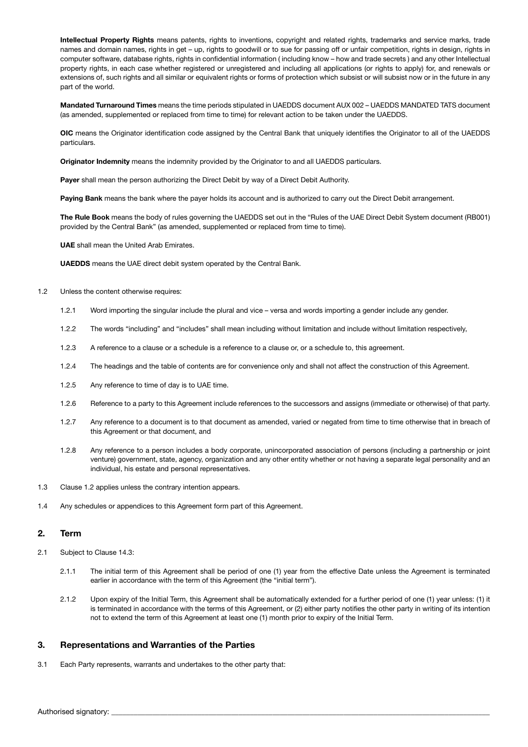**Intellectual Property Rights** means patents, rights to inventions, copyright and related rights, trademarks and service marks, trade names and domain names, rights in get – up, rights to goodwill or to sue for passing off or unfair competition, rights in design, rights in computer software, database rights, rights in confidential information ( including know – how and trade secrets ) and any other Intellectual property rights, in each case whether registered or unregistered and including all applications (or rights to apply) for, and renewals or extensions of, such rights and all similar or equivalent rights or forms of protection which subsist or will subsist now or in the future in any part of the world.

**Mandated Turnaround Times** means the time periods stipulated in UAEDDS document AUX 002 – UAEDDS MANDATED TATS document (as amended, supplemented or replaced from time to time) for relevant action to be taken under the UAEDDS.

**OIC** means the Originator identification code assigned by the Central Bank that uniquely identifies the Originator to all of the UAEDDS particulars.

**Originator Indemnity** means the indemnity provided by the Originator to and all UAEDDS particulars.

**Payer** shall mean the person authorizing the Direct Debit by way of a Direct Debit Authority.

**Paying Bank** means the bank where the payer holds its account and is authorized to carry out the Direct Debit arrangement.

**The Rule Book** means the body of rules governing the UAEDDS set out in the "Rules of the UAE Direct Debit System document (RB001) provided by the Central Bank" (as amended, supplemented or replaced from time to time).

**UAE** shall mean the United Arab Emirates.

**UAEDDS** means the UAE direct debit system operated by the Central Bank.

1.2 Unless the content otherwise requires:

1.2.1 Word importing the singular include the plural and vice – versa and words importing a gender include any gender.

1.2.2 The words "including" and "includes" shall mean including without limitation and include without limitation respectively,

1.2.3 A reference to a clause or a schedule is a reference to a clause or, or a schedule to, this agreement.

1.2.4 The headings and the table of contents are for convenience only and shall not affect the construction of this Agreement.

1.2.5 Any reference to time of day is to UAE time.

1.2.6 Reference to a party to this Agreement include references to the successors and assigns (immediate or otherwise) of that party.

1.2.7 Any reference to a document is to that document as amended, varied or negated from time to time otherwise that in breach of this Agreement or that document, and

1.2.8 Any reference to a person includes a body corporate, unincorporated association of persons (including a partnership or joint venture) government, state, agency, organization and any other entity whether or not having a separate legal personality and an individual, his estate and personal representatives.

1.3 Clause 1.2 applies unless the contrary intention appears.

1.4 Any schedules or appendices to this Agreement form part of this Agreement.

## 2. Term

2.1 Subject to Clause 14.3:

2.1.1 The initial term of this Agreement shall be period of one (1) year from the effective Date unless the Agreement is terminated earlier in accordance with the term of this Agreement (the "initial term").

2.1.2 Upon expiry of the Initial Term, this Agreement shall be automatically extended for a further period of one (1) year unless: (1) it is terminated in accordance with the terms of this Agreement, or (2) either party notifies the other party in writing of its intention not to extend the term of this Agreement at least one (1) month prior to expiry of the Initial Term.

## 3. Representations and Warranties of the Parties

3.1 Each Party represents, warrants and undertakes to the other party that:

Authorised signatory: ___________________________________________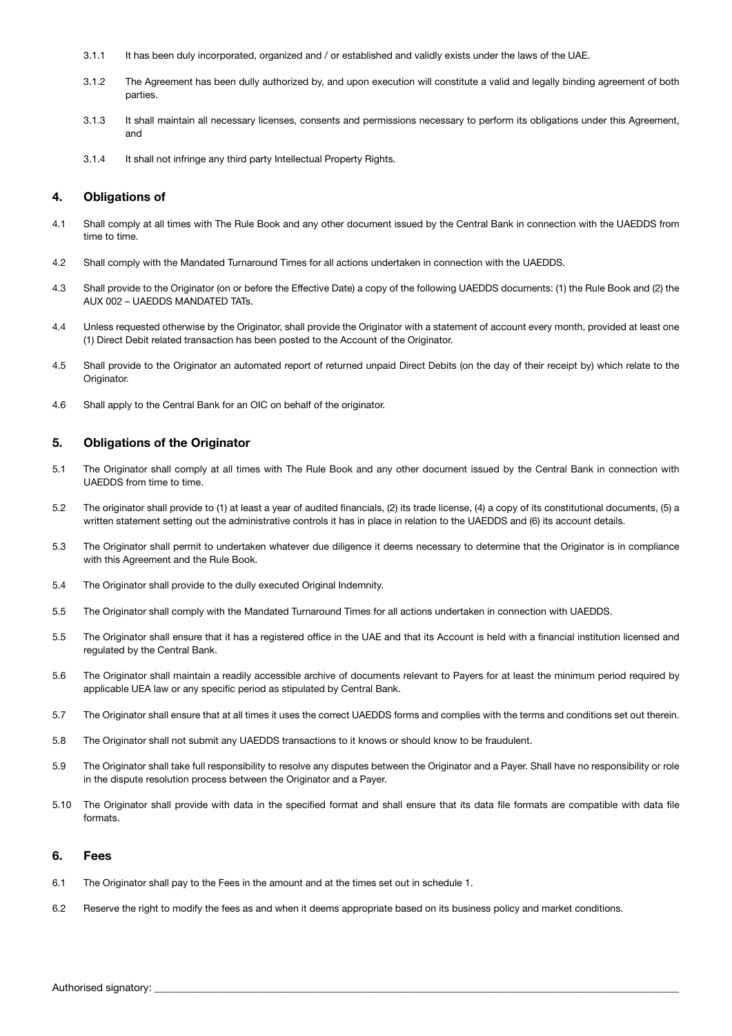3.1.1 It has been duly incorporated, organized and / or established and validly exists under the laws of the UAE.

3.1.2 The Agreement has been dully authorized by, and upon execution will constitute a valid and legally binding agreement of both parties.

3.1.3 It shall maintain all necessary licenses, consents and permissions necessary to perform its obligations under this Agreement, and

3.1.4 It shall not infringe any third party Intellectual Property Rights.

## 4. Obligations of

4.1 Shall comply at all times with The Rule Book and any other document issued by the Central Bank in connection with the UAEDDS from time to time.

4.2 Shall comply with the Mandated Turnaround Times for all actions undertaken in connection with the UAEDDS.

4.3 Shall provide to the Originator (on or before the Effective Date) a copy of the following UAEDDS documents: (1) the Rule Book and (2) the AUX 002 – UAEDDS MANDATED TATs.

4.4 Unless requested otherwise by the Originator, shall provide the Originator with a statement of account every month, provided at least one (1) Direct Debit related transaction has been posted to the Account of the Originator.

4.5 Shall provide to the Originator an automated report of returned unpaid Direct Debits (on the day of their receipt by) which relate to the Originator.

4.6 Shall apply to the Central Bank for an OIC on behalf of the originator.

## 5. Obligations of the Originator

5.1 The Originator shall comply at all times with The Rule Book and any other document issued by the Central Bank in connection with UAEDDS from time to time.

5.2 The originator shall provide to (1) at least a year of audited financials, (2) its trade license, (4) a copy of its constitutional documents, (5) a written statement setting out the administrative controls it has in place in relation to the UAEDDS and (6) its account details.

5.3 The Originator shall permit to undertaken whatever due diligence it deems necessary to determine that the Originator is in compliance with this Agreement and the Rule Book.

5.4 The Originator shall provide to the dully executed Original Indemnity.

5.5 The Originator shall comply with the Mandated Turnaround Times for all actions undertaken in connection with UAEDDS.

5.5 The Originator shall ensure that it has a registered office in the UAE and that its Account is held with a financial institution licensed and regulated by the Central Bank.

5.6 The Originator shall maintain a readily accessible archive of documents relevant to Payers for at least the minimum period required by applicable UEA law or any specific period as stipulated by Central Bank.

5.7 The Originator shall ensure that at all times it uses the correct UAEDDS forms and complies with the terms and conditions set out therein.

5.8 The Originator shall not submit any UAEDDS transactions to it knows or should know to be fraudulent.

5.9 The Originator shall take full responsibility to resolve any disputes between the Originator and a Payer. Shall have no responsibility or role in the dispute resolution process between the Originator and a Payer.

5.10 The Originator shall provide with data in the specified format and shall ensure that its data file formats are compatible with data file formats.

## 6. Fees

6.1 The Originator shall pay to the Fees in the amount and at the times set out in schedule 1.

6.2 Reserve the right to modify the fees as and when it deems appropriate based on its business policy and market conditions.

Authorised signatory: \_\_\_\_\_\_\_\_\_\_\_\_\_\_\_\_\_\_\_\_\_\_\_\_\_\_\_\_\_\_\_\_\_\_\_\_\_\_\_\_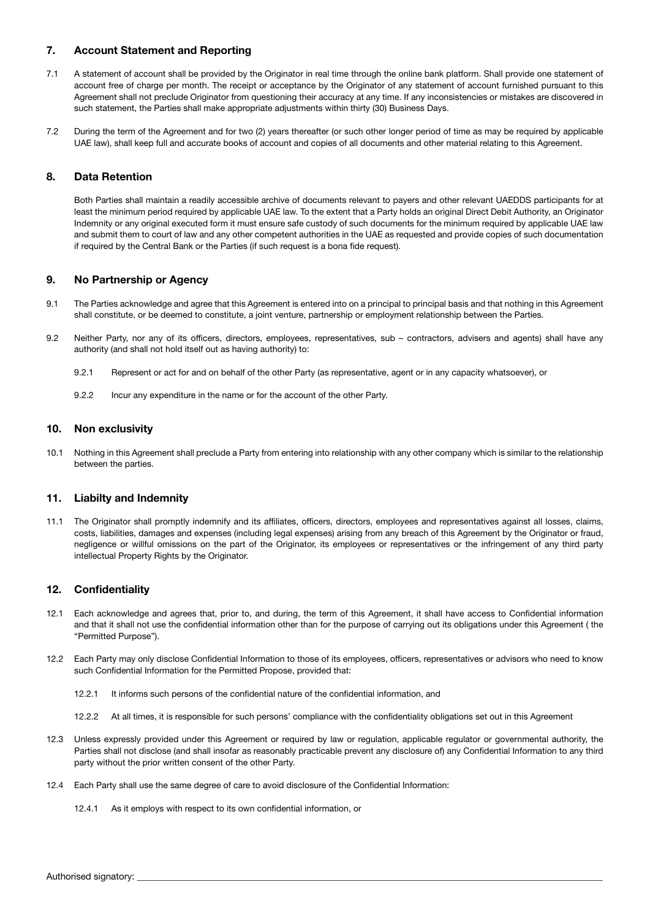## 7. Account Statement and Reporting

7.1 A statement of account shall be provided by the Originator in real time through the online bank platform. Shall provide one statement of account free of charge per month. The receipt or acceptance by the Originator of any statement of account furnished pursuant to this Agreement shall not preclude Originator from questioning their accuracy at any time. If any inconsistencies or mistakes are discovered in such statement, the Parties shall make appropriate adjustments within thirty (30) Business Days.

7.2 During the term of the Agreement and for two (2) years thereafter (or such other longer period of time as may be required by applicable UAE law), shall keep full and accurate books of account and copies of all documents and other material relating to this Agreement.

## 8. Data Retention

Both Parties shall maintain a readily accessible archive of documents relevant to payers and other relevant UAEDDS participants for at least the minimum period required by applicable UAE law. To the extent that a Party holds an original Direct Debit Authority, an Originator Indemnity or any original executed form it must ensure safe custody of such documents for the minimum required by applicable UAE law and submit them to court of law and any other competent authorities in the UAE as requested and provide copies of such documentation if required by the Central Bank or the Parties (if such request is a bona fide request).

## 9. No Partnership or Agency

9.1 The Parties acknowledge and agree that this Agreement is entered into on a principal to principal basis and that nothing in this Agreement shall constitute, or be deemed to constitute, a joint venture, partnership or employment relationship between the Parties.

9.2 Neither Party, nor any of its officers, directors, employees, representatives, sub – contractors, advisers and agents) shall have any authority (and shall not hold itself out as having authority) to:

9.2.1 Represent or act for and on behalf of the other Party (as representative, agent or in any capacity whatsoever), or

9.2.2 Incur any expenditure in the name or for the account of the other Party.

## 10. Non exclusivity

10.1 Nothing in this Agreement shall preclude a Party from entering into relationship with any other company which is similar to the relationship between the parties.

## 11. Liabilty and Indemnity

11.1 The Originator shall promptly indemnify and its affiliates, officers, directors, employees and representatives against all losses, claims, costs, liabilities, damages and expenses (including legal expenses) arising from any breach of this Agreement by the Originator or fraud, negligence or willful omissions on the part of the Originator, its employees or representatives or the infringement of any third party intellectual Property Rights by the Originator.

## 12. Confidentiality

12.1 Each acknowledge and agrees that, prior to, and during, the term of this Agreement, it shall have access to Confidential information and that it shall not use the confidential information other than for the purpose of carrying out its obligations under this Agreement ( the "Permitted Purpose").

12.2 Each Party may only disclose Confidential Information to those of its employees, officers, representatives or advisors who need to know such Confidential Information for the Permitted Propose, provided that:

12.2.1 It informs such persons of the confidential nature of the confidential information, and

12.2.2 At all times, it is responsible for such persons' compliance with the confidentiality obligations set out in this Agreement

12.3 Unless expressly provided under this Agreement or required by law or regulation, applicable regulator or governmental authority, the Parties shall not disclose (and shall insofar as reasonably practicable prevent any disclosure of) any Confidential Information to any third party without the prior written consent of the other Party.

12.4 Each Party shall use the same degree of care to avoid disclosure of the Confidential Information:

12.4.1 As it employs with respect to its own confidential information, or

Authorised signatory: ___________________________________________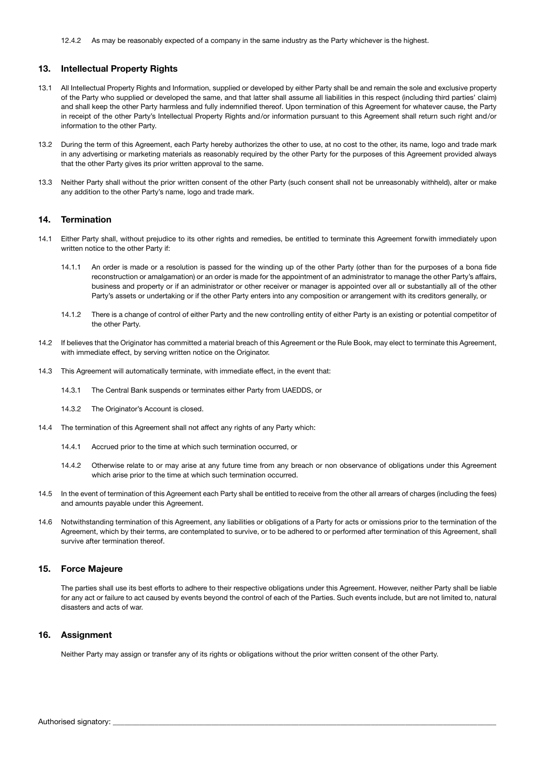12.4.2 As may be reasonably expected of a company in the same industry as the Party whichever is the highest.

## 13. Intellectual Property Rights

13.1 All Intellectual Property Rights and Information, supplied or developed by either Party shall be and remain the sole and exclusive property of the Party who supplied or developed the same, and that latter shall assume all liabilities in this respect (including third parties' claim) and shall keep the other Party harmless and fully indemnified thereof. Upon termination of this Agreement for whatever cause, the Party in receipt of the other Party's Intellectual Property Rights and/or information pursuant to this Agreement shall return such right and/or information to the other Party.

13.2 During the term of this Agreement, each Party hereby authorizes the other to use, at no cost to the other, its name, logo and trade mark in any advertising or marketing materials as reasonably required by the other Party for the purposes of this Agreement provided always that the other Party gives its prior written approval to the same.

13.3 Neither Party shall without the prior written consent of the other Party (such consent shall not be unreasonably withheld), alter or make any addition to the other Party's name, logo and trade mark.

## 14. Termination

14.1 Either Party shall, without prejudice to its other rights and remedies, be entitled to terminate this Agreement forwith immediately upon written notice to the other Party if:

14.1.1 An order is made or a resolution is passed for the winding up of the other Party (other than for the purposes of a bona fide reconstruction or amalgamation) or an order is made for the appointment of an administrator to manage the other Party's affairs, business and property or if an administrator or other receiver or manager is appointed over all or substantially all of the other Party's assets or undertaking or if the other Party enters into any composition or arrangement with its creditors generally, or

14.1.2 There is a change of control of either Party and the new controlling entity of either Party is an existing or potential competitor of the other Party.

14.2 If believes that the Originator has committed a material breach of this Agreement or the Rule Book, may elect to terminate this Agreement, with immediate effect, by serving written notice on the Originator.

14.3 This Agreement will automatically terminate, with immediate effect, in the event that:

14.3.1 The Central Bank suspends or terminates either Party from UAEDDS, or

14.3.2 The Originator's Account is closed.

14.4 The termination of this Agreement shall not affect any rights of any Party which:

14.4.1 Accrued prior to the time at which such termination occurred, or

14.4.2 Otherwise relate to or may arise at any future time from any breach or non observance of obligations under this Agreement which arise prior to the time at which such termination occurred.

14.5 In the event of termination of this Agreement each Party shall be entitled to receive from the other all arrears of charges (including the fees) and amounts payable under this Agreement.

14.6 Notwithstanding termination of this Agreement, any liabilities or obligations of a Party for acts or omissions prior to the termination of the Agreement, which by their terms, are contemplated to survive, or to be adhered to or performed after termination of this Agreement, shall survive after termination thereof.

## 15. Force Majeure

The parties shall use its best efforts to adhere to their respective obligations under this Agreement. However, neither Party shall be liable for any act or failure to act caused by events beyond the control of each of the Parties. Such events include, but are not limited to, natural disasters and acts of war.

## 16. Assignment

Neither Party may assign or transfer any of its rights or obligations without the prior written consent of the other Party.

Authorised signatory: ______________________________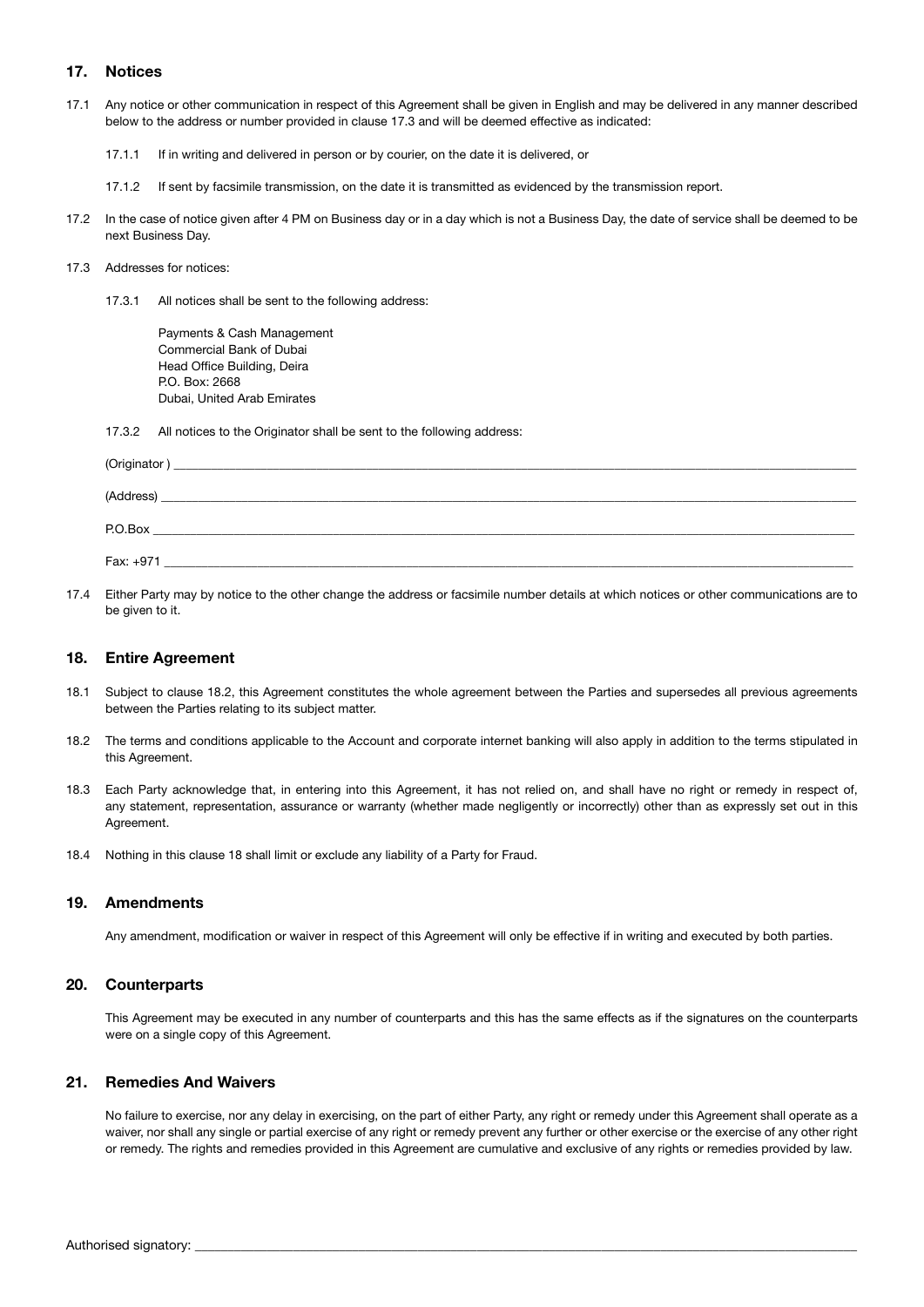## 17. Notices

17.1 Any notice or other communication in respect of this Agreement shall be given in English and may be delivered in any manner described below to the address or number provided in clause 17.3 and will be deemed effective as indicated:

17.1.1 If in writing and delivered in person or by courier, on the date it is delivered, or

17.1.2 If sent by facsimile transmission, on the date it is transmitted as evidenced by the transmission report.

17.2 In the case of notice given after 4 PM on Business day or in a day which is not a Business Day, the date of service shall be deemed to be next Business Day.

17.3 Addresses for notices:

17.3.1 All notices shall be sent to the following address:

Payments & Cash Management
Commercial Bank of Dubai
Head Office Building, Deira
P.O. Box: 2668
Dubai, United Arab Emirates

17.3.2 All notices to the Originator shall be sent to the following address:

(Originator) ______________________________

(Address) ______________________________

P.O.Box ______________________________

Fax: +971 ______________________________

17.4 Either Party may by notice to the other change the address or facsimile number details at which notices or other communications are to be given to it.

## 18. Entire Agreement

18.1 Subject to clause 18.2, this Agreement constitutes the whole agreement between the Parties and supersedes all previous agreements between the Parties relating to its subject matter.

18.2 The terms and conditions applicable to the Account and corporate internet banking will also apply in addition to the terms stipulated in this Agreement.

18.3 Each Party acknowledge that, in entering into this Agreement, it has not relied on, and shall have no right or remedy in respect of, any statement, representation, assurance or warranty (whether made negligently or incorrectly) other than as expressly set out in this Agreement.

18.4 Nothing in this clause 18 shall limit or exclude any liability of a Party for Fraud.

## 19. Amendments

Any amendment, modification or waiver in respect of this Agreement will only be effective if in writing and executed by both parties.

## 20. Counterparts

This Agreement may be executed in any number of counterparts and this has the same effects as if the signatures on the counterparts were on a single copy of this Agreement.

## 21. Remedies And Waivers

No failure to exercise, nor any delay in exercising, on the part of either Party, any right or remedy under this Agreement shall operate as a waiver, nor shall any single or partial exercise of any right or remedy prevent any further or other exercise or the exercise of any other right or remedy. The rights and remedies provided in this Agreement are cumulative and exclusive of any rights or remedies provided by law.

Authorised signatory: ______________________________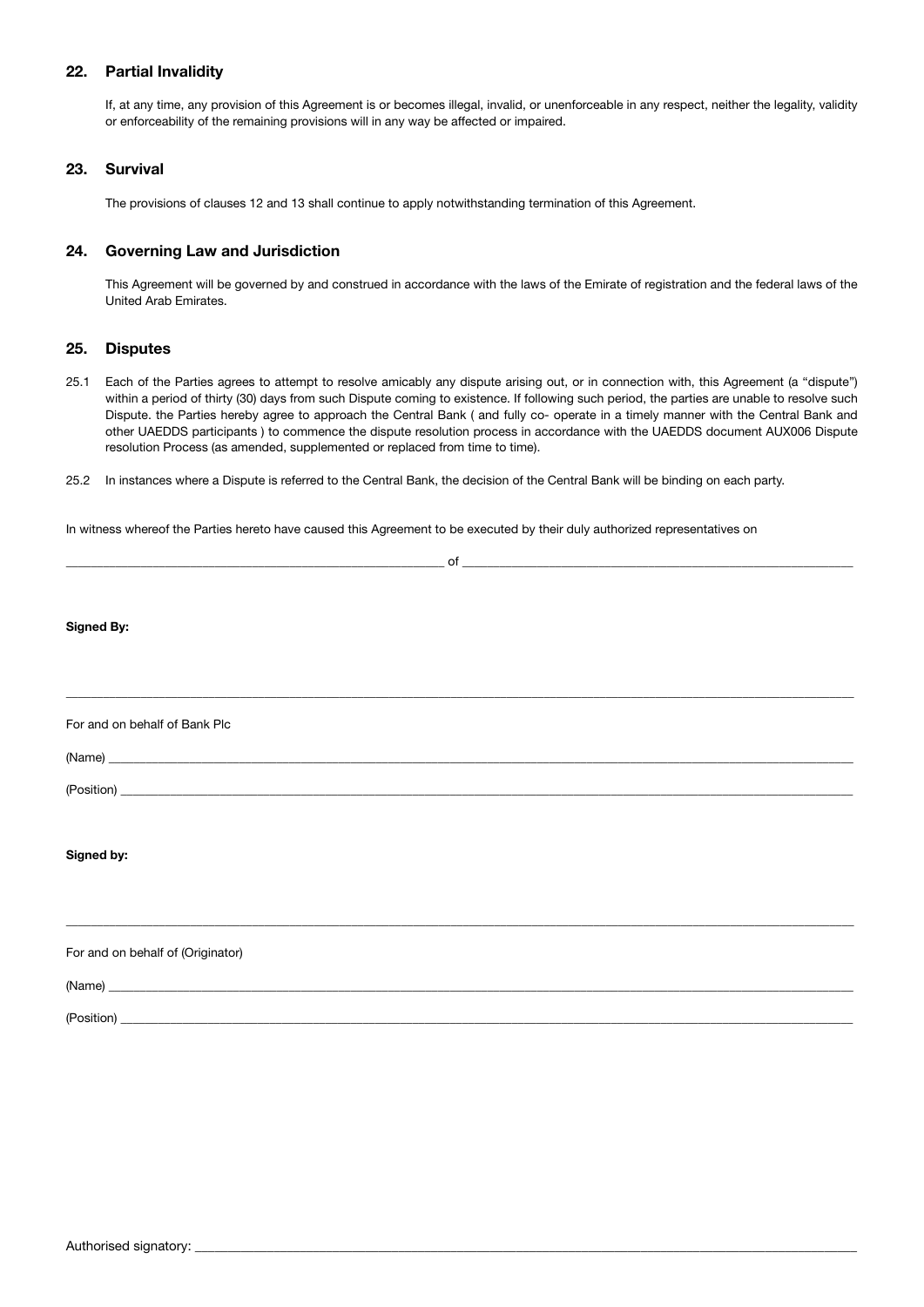## 22. Partial Invalidity

If, at any time, any provision of this Agreement is or becomes illegal, invalid, or unenforceable in any respect, neither the legality, validity or enforceability of the remaining provisions will in any way be affected or impaired.

## 23. Survival

The provisions of clauses 12 and 13 shall continue to apply notwithstanding termination of this Agreement.

## 24. Governing Law and Jurisdiction

This Agreement will be governed by and construed in accordance with the laws of the Emirate of registration and the federal laws of the United Arab Emirates.

## 25. Disputes

25.1 Each of the Parties agrees to attempt to resolve amicably any dispute arising out, or in connection with, this Agreement (a "dispute") within a period of thirty (30) days from such Dispute coming to existence. If following such period, the parties are unable to resolve such Dispute. the Parties hereby agree to approach the Central Bank ( and fully co- operate in a timely manner with the Central Bank and other UAEDDS participants ) to commence the dispute resolution process in accordance with the UAEDDS document AUX006 Dispute resolution Process (as amended, supplemented or replaced from time to time).

25.2 In instances where a Dispute is referred to the Central Bank, the decision of the Central Bank will be binding on each party.

In witness whereof the Parties hereto have caused this Agreement to be executed by their duly authorized representatives on

_______________________________ of _______________________________

**Signed By:**

_______________________________________________________________

For and on behalf of Bank Plc

(Name) _______________________________________________________________

(Position) _______________________________________________________________

**Signed by:**

_______________________________________________________________

For and on behalf of (Originator)

(Name) _______________________________________________________________

(Position) _______________________________________________________________

Authorised signatory: _______________________________________________________________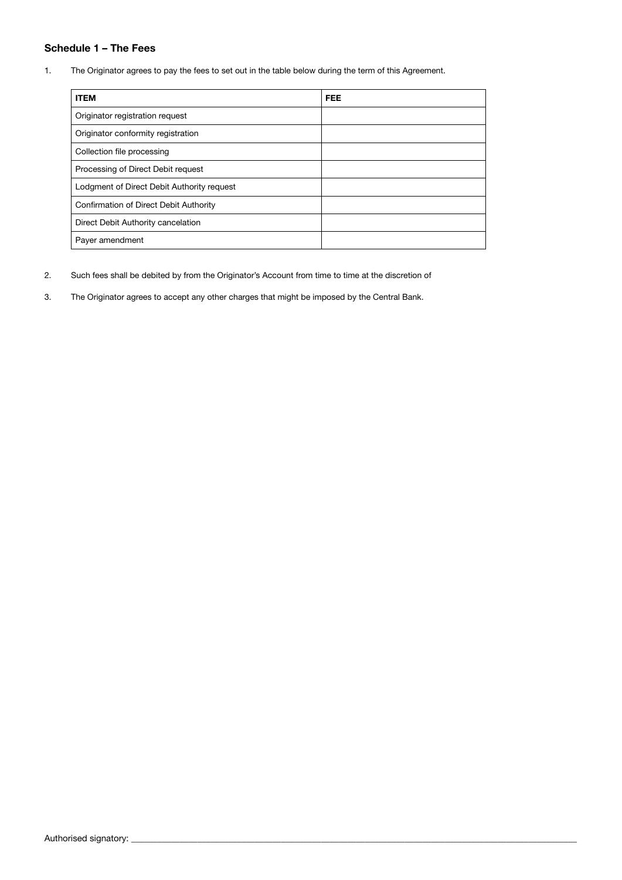### Schedule 1 – The Fees

1. The Originator agrees to pay the fees to set out in the table below during the term of this Agreement.

| ITEM | FEE |
|---|---|
| Originator registration request | |
| Originator conformity registration | |
| Collection file processing | |
| Processing of Direct Debit request | |
| Lodgment of Direct Debit Authority request | |
| Confirmation of Direct Debit Authority | |
| Direct Debit Authority cancelation | |
| Payer amendment | |

2. Such fees shall be debited by from the Originator's Account from time to time at the discretion of

3. The Originator agrees to accept any other charges that might be imposed by the Central Bank.

Authorised signatory: ___________________________________________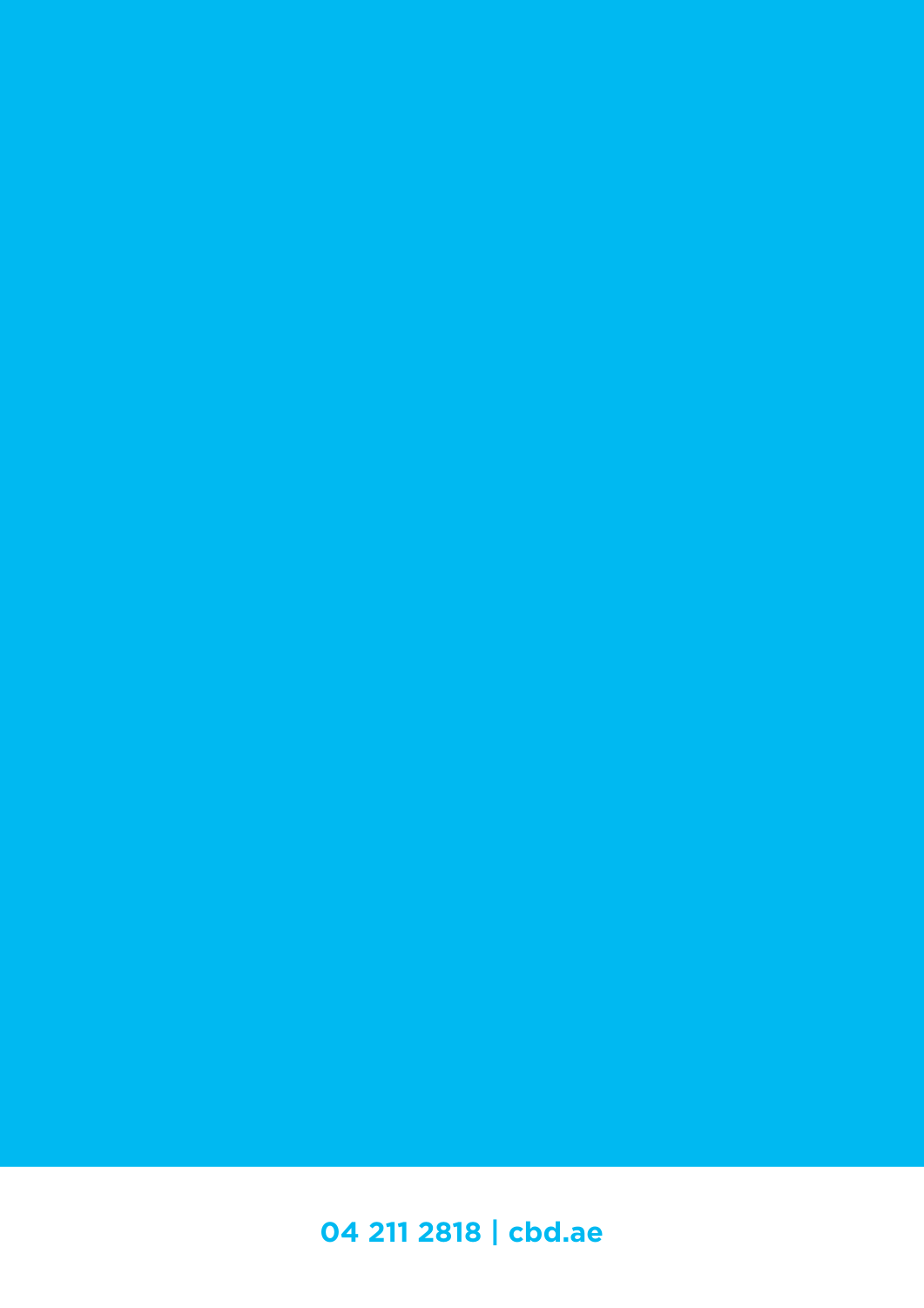**04 211 2818 | cbd.ae**